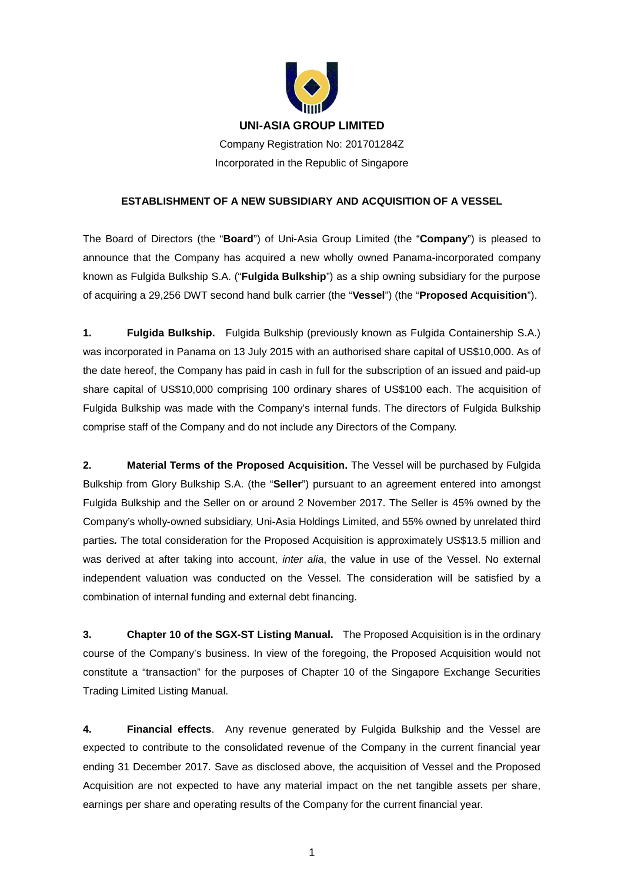# UNI-ASIA GROUP LIMITED

Company Registration No: 201701284Z

Incorporated in the Republic of Singapore

## ESTABLISHMENT OF A NEW SUBSIDIARY AND ACQUISITION OF A VESSEL

The Board of Directors (the "**Board**") of Uni-Asia Group Limited (the "**Company**") is pleased to announce that the Company has acquired a new wholly owned Panama-incorporated company known as Fulgida Bulkship S.A. ("**Fulgida Bulkship**") as a ship owning subsidiary for the purpose of acquiring a 29,256 DWT second hand bulk carrier (the "**Vessel**") (the "**Proposed Acquisition**").

**1. Fulgida Bulkship.** Fulgida Bulkship (previously known as Fulgida Containership S.A.) was incorporated in Panama on 13 July 2015 with an authorised share capital of US$10,000. As of the date hereof, the Company has paid in cash in full for the subscription of an issued and paid-up share capital of US$10,000 comprising 100 ordinary shares of US$100 each. The acquisition of Fulgida Bulkship was made with the Company's internal funds. The directors of Fulgida Bulkship comprise staff of the Company and do not include any Directors of the Company.

**2. Material Terms of the Proposed Acquisition.** The Vessel will be purchased by Fulgida Bulkship from Glory Bulkship S.A. (the "**Seller**") pursuant to an agreement entered into amongst Fulgida Bulkship and the Seller on or around 2 November 2017. The Seller is 45% owned by the Company's wholly-owned subsidiary, Uni-Asia Holdings Limited, and 55% owned by unrelated third parties**.** The total consideration for the Proposed Acquisition is approximately US$13.5 million and was derived at after taking into account, *inter alia*, the value in use of the Vessel. No external independent valuation was conducted on the Vessel. The consideration will be satisfied by a combination of internal funding and external debt financing.

**3. Chapter 10 of the SGX-ST Listing Manual.** The Proposed Acquisition is in the ordinary course of the Company's business. In view of the foregoing, the Proposed Acquisition would not constitute a "transaction" for the purposes of Chapter 10 of the Singapore Exchange Securities Trading Limited Listing Manual.

**4. Financial effects**. Any revenue generated by Fulgida Bulkship and the Vessel are expected to contribute to the consolidated revenue of the Company in the current financial year ending 31 December 2017. Save as disclosed above, the acquisition of Vessel and the Proposed Acquisition are not expected to have any material impact on the net tangible assets per share, earnings per share and operating results of the Company for the current financial year.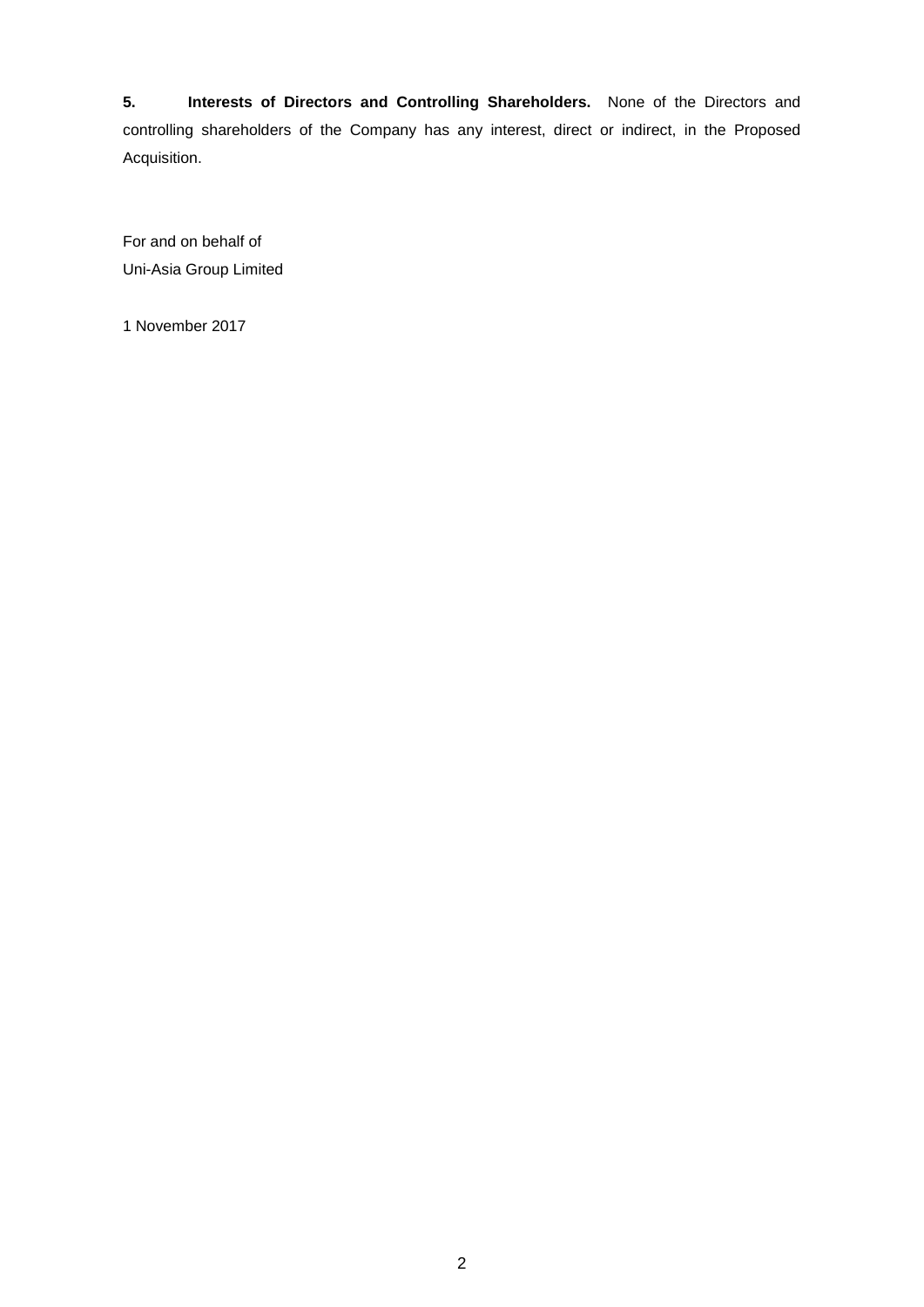**5. Interests of Directors and Controlling Shareholders.** None of the Directors and controlling shareholders of the Company has any interest, direct or indirect, in the Proposed Acquisition.

For and on behalf of
Uni-Asia Group Limited

1 November 2017